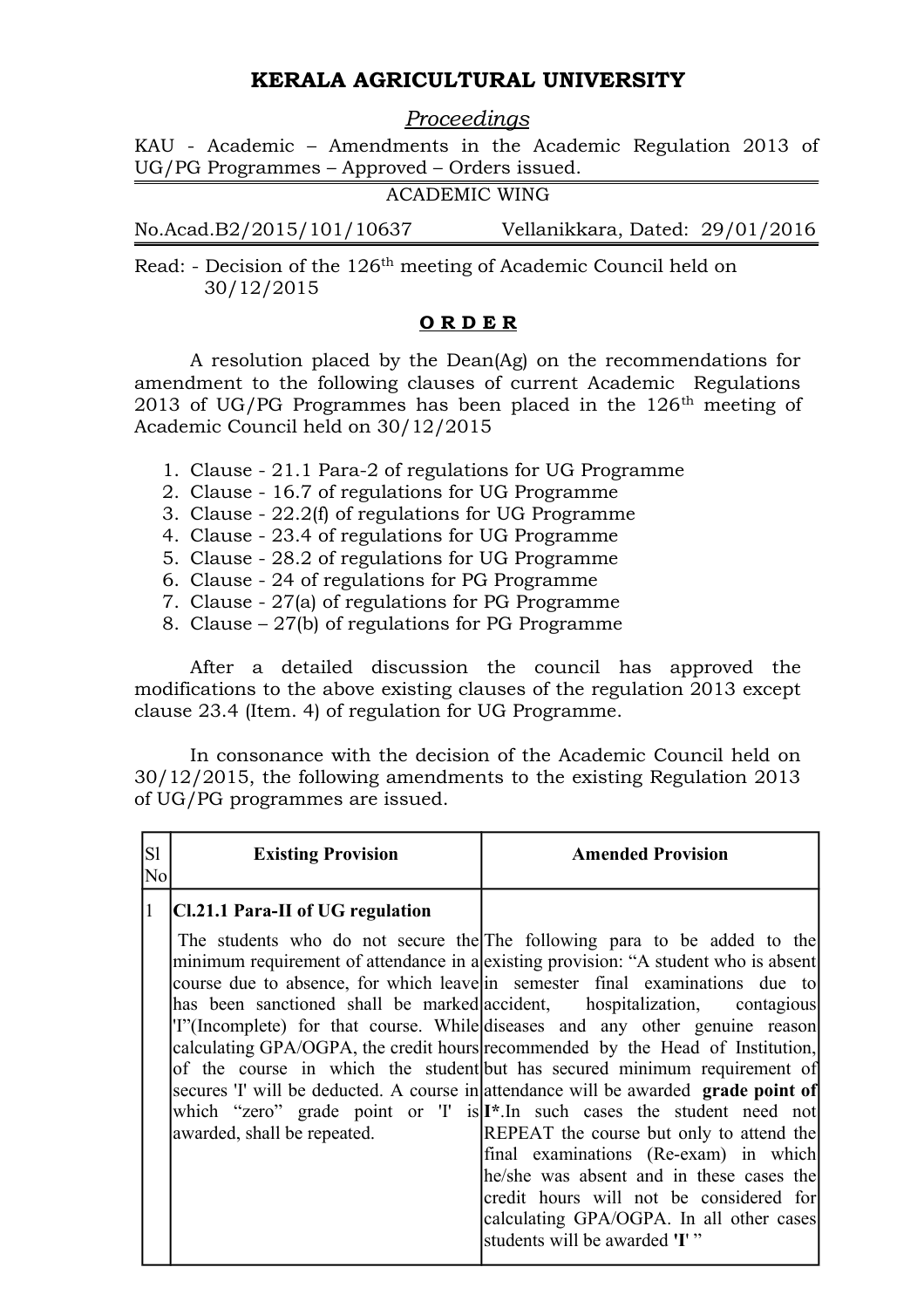# KERALA AGRICULTURAL UNIVERSITY

*Proceedings*

KAU - Academic – Amendments in the Academic Regulation 2013 of UG/PG Programmes – Approved – Orders issued.

ACADEMIC WING

No.Acad.B2/2015/101/10637 Vellanikkara, Dated: 29/01/2016

Read: - Decision of the 126th meeting of Academic Council held on 30/12/2015

**O R D E R**

A resolution placed by the Dean(Ag) on the recommendations for amendment to the following clauses of current Academic Regulations 2013 of UG/PG Programmes has been placed in the 126th meeting of Academic Council held on 30/12/2015

1. Clause - 21.1 Para-2 of regulations for UG Programme
2. Clause - 16.7 of regulations for UG Programme
3. Clause - 22.2(f) of regulations for UG Programme
4. Clause - 23.4 of regulations for UG Programme
5. Clause - 28.2 of regulations for UG Programme
6. Clause - 24 of regulations for PG Programme
7. Clause - 27(a) of regulations for PG Programme
8. Clause – 27(b) of regulations for PG Programme

After a detailed discussion the council has approved the modifications to the above existing clauses of the regulation 2013 except clause 23.4 (Item. 4) of regulation for UG Programme.

In consonance with the decision of the Academic Council held on 30/12/2015, the following amendments to the existing Regulation 2013 of UG/PG programmes are issued.

| Sl No | Existing Provision | Amended Provision |
|---|---|---|
| 1 | **Cl.21.1 Para-II of UG regulation** The students who do not secure the minimum requirement of attendance in a course due to absence, for which leave has been sanctioned shall be marked 'I"(Incomplete) for that course. While calculating GPA/OGPA, the credit hours of the course in which the student secures 'I' will be deducted. A course in which "zero" grade point or 'I' is awarded, shall be repeated. | The following para to be added to the existing provision: "A student who is absent in semester final examinations due to accident, hospitalization, contagious diseases and any other genuine reason recommended by the Head of Institution, but has secured minimum requirement of attendance will be awarded **grade point of I***.In such cases the student need not REPEAT the course but only to attend the final examinations (Re-exam) in which he/she was absent and in these cases the credit hours will not be considered for calculating GPA/OGPA. In all other cases students will be awarded **'I'** " |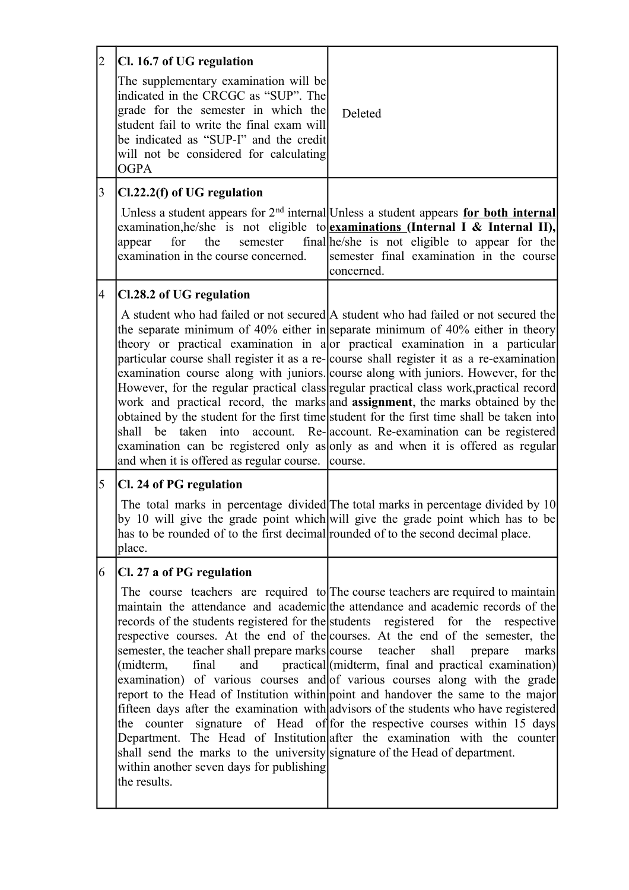| | | |
|---|---|---|
| 2 | **Cl. 16.7 of UG regulation**<br>The supplementary examination will be indicated in the CRCGC as "SUP". The grade for the semester in which the student fail to write the final exam will be indicated as "SUP-I" and the credit will not be considered for calculating OGPA | Deleted |
| 3 | **Cl.22.2(f) of UG regulation**<br>Unless a student appears for 2nd internal examination,he/she is not eligible to appear for the semester final examination in the course concerned. | Unless a student appears **<u>for both internal examinations</u> (Internal I & Internal II),** he/she is not eligible to appear for the semester final examination in the course concerned. |
| 4 | **Cl.28.2 of UG regulation**<br>A student who had failed or not secured the separate minimum of 40% either in theory or practical examination in a particular course shall register it as a re-examination course along with juniors. However, for the regular practical class work and practical record, the marks obtained by the student for the first time shall be taken into account. Re-examination can be registered only as and when it is offered as regular course. | A student who had failed or not secured the separate minimum of 40% either in theory or practical examination in a particular course shall register it as a re-examination course along with juniors. However, for the regular practical class work,practical record and **assignment**, the marks obtained by the student for the first time shall be taken into account. Re-examination can be registered only as and when it is offered as regular course. |
| 5 | **Cl. 24 of PG regulation**<br>The total marks in percentage divided by 10 will give the grade point which has to be rounded of to the first decimal place. | The total marks in percentage divided by 10 will give the grade point which has to be rounded of to the second decimal place. |
| 6 | **Cl. 27 a of PG regulation**<br>The course teachers are required to maintain the attendance and academic records of the students registered for the respective courses. At the end of the semester, the teacher shall prepare marks (midterm, final and practical examination) of various courses and report to the Head of Institution within fifteen days after the examination with the counter signature of Head of Department. The Head of Institution shall send the marks to the university within another seven days for publishing the results. | The course teachers are required to maintain the attendance and academic records of the students registered for the respective courses. At the end of the semester, the course teacher shall prepare marks (midterm, final and practical examination) of various courses along with the grade point and handover the same to the major advisors of the students who have registered for the respective courses within 15 days after the examination with the counter signature of the Head of department. |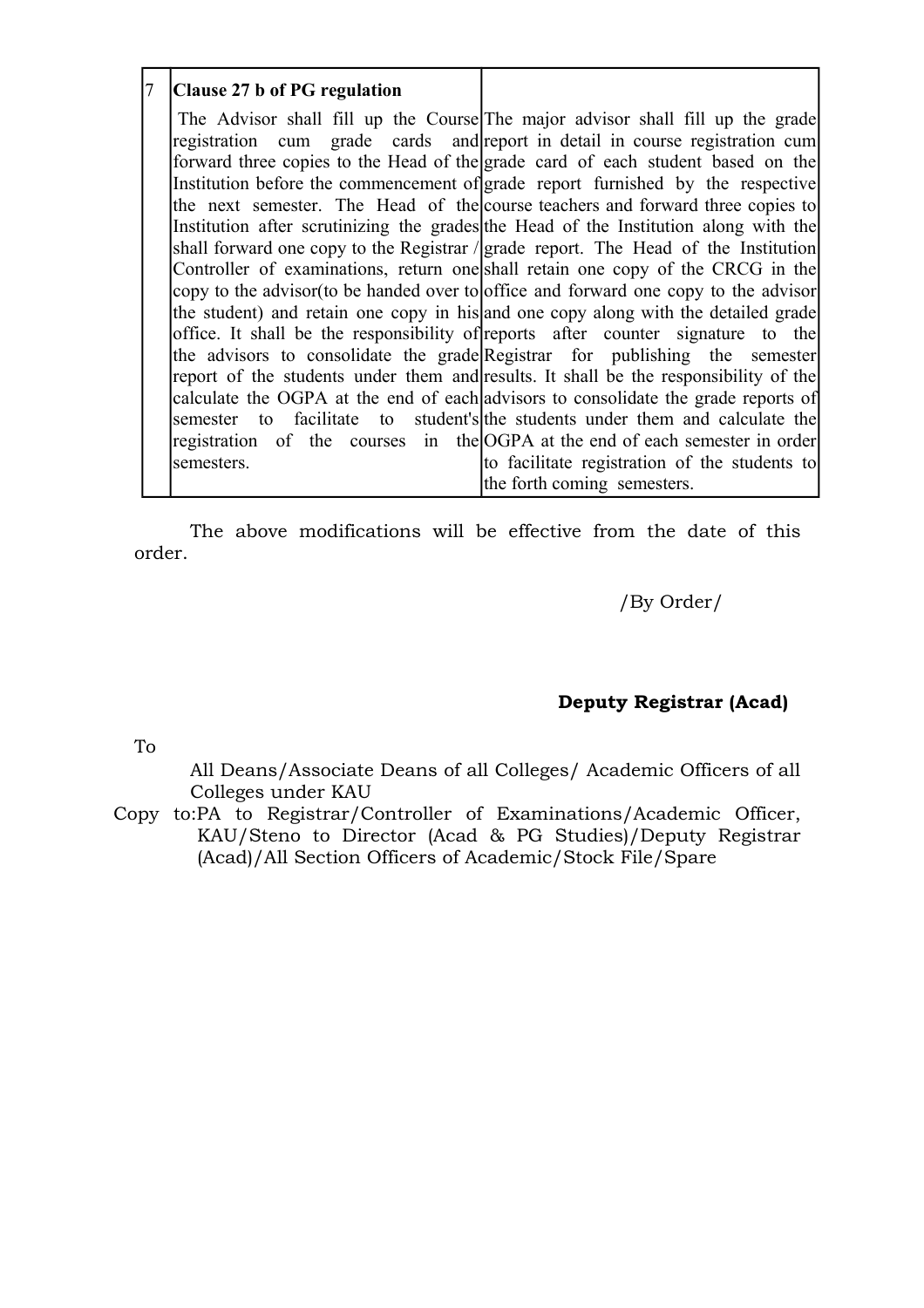| | | |
|---|---|---|
| 7 | **Clause 27 b of PG regulation**<br>The Advisor shall fill up the Course registration cum grade cards and forward three copies to the Head of the Institution before the commencement of the next semester. The Head of the Institution after scrutinizing the grades shall forward one copy to the Registrar / Controller of examinations, return one copy to the advisor(to be handed over to the student) and retain one copy in his office. It shall be the responsibility of the advisors to consolidate the grade report of the students under them and calculate the OGPA at the end of each semester to facilitate to student's registration of the courses in the semesters. | The major advisor shall fill up the grade report in detail in course registration cum grade card of each student based on the grade report furnished by the respective course teachers and forward three copies to the Head of the Institution along with the grade report. The Head of the Institution shall retain one copy of the CRCG in the office and forward one copy to the advisor and one copy along with the detailed grade reports after counter signature to the Registrar for publishing the semester results. It shall be the responsibility of the advisors to consolidate the grade reports of the students under them and calculate the OGPA at the end of each semester in order to facilitate registration of the students to the forth coming semesters. |

The above modifications will be effective from the date of this order.

/By Order/

**Deputy Registrar (Acad)**

To

All Deans/Associate Deans of all Colleges/ Academic Officers of all Colleges under KAU

Copy to:PA to Registrar/Controller of Examinations/Academic Officer, KAU/Steno to Director (Acad & PG Studies)/Deputy Registrar (Acad)/All Section Officers of Academic/Stock File/Spare